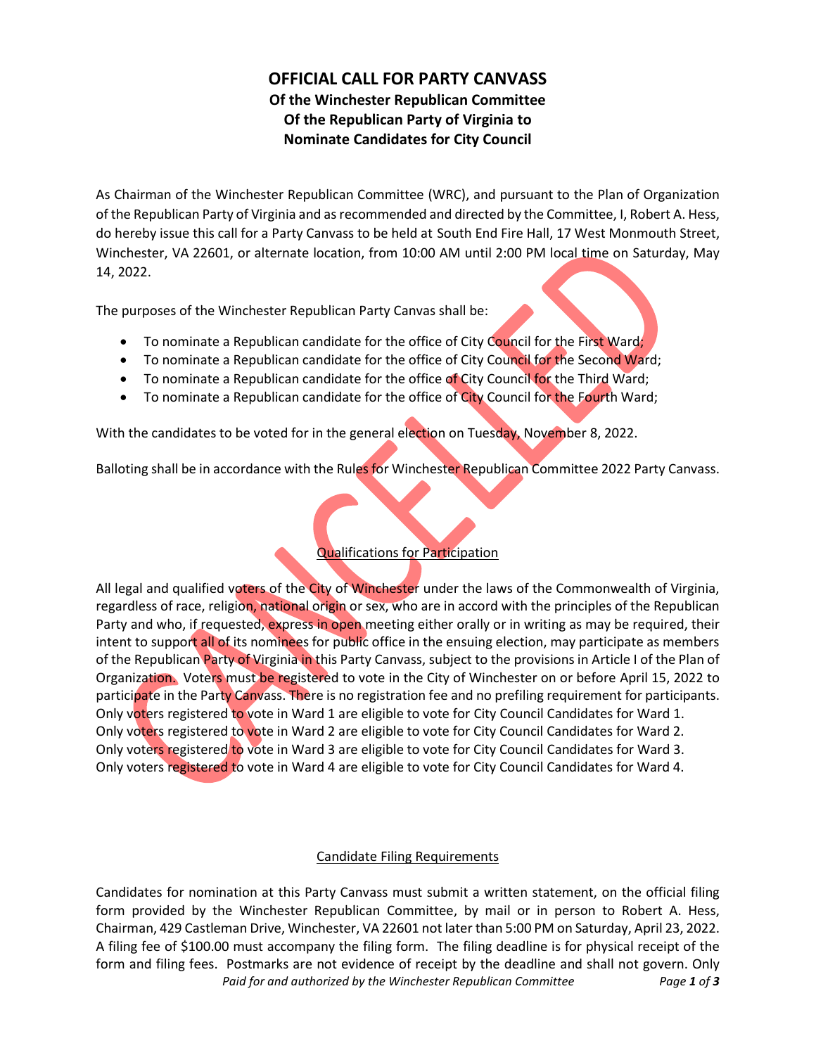# OFFICIAL CALL FOR PARTY CANVASS

## Of the Winchester Republican Committee Of the Republican Party of Virginia to Nominate Candidates for City Council

CANCELED

As Chairman of the Winchester Republican Committee (WRC), and pursuant to the Plan of Organization of the Republican Party of Virginia and as recommended and directed by the Committee, I, Robert A. Hess, do hereby issue this call for a Party Canvass to be held at South End Fire Hall, 17 West Monmouth Street, Winchester, VA 22601, or alternate location, from 10:00 AM until 2:00 PM local time on Saturday, May 14, 2022.

The purposes of the Winchester Republican Party Canvas shall be:

- To nominate a Republican candidate for the office of City Council for the First Ward;
- To nominate a Republican candidate for the office of City Council for the Second Ward;
- To nominate a Republican candidate for the office of City Council for the Third Ward;
- To nominate a Republican candidate for the office of City Council for the Fourth Ward;

With the candidates to be voted for in the general election on Tuesday, November 8, 2022.

Balloting shall be in accordance with the Rules for Winchester Republican Committee 2022 Party Canvass.

### Qualifications for Participation

All legal and qualified voters of the City of Winchester under the laws of the Commonwealth of Virginia, regardless of race, religion, national origin or sex, who are in accord with the principles of the Republican Party and who, if requested, express in open meeting either orally or in writing as may be required, their intent to support all of its nominees for public office in the ensuing election, may participate as members of the Republican Party of Virginia in this Party Canvass, subject to the provisions in Article I of the Plan of Organization. Voters must be registered to vote in the City of Winchester on or before April 15, 2022 to participate in the Party Canvass. There is no registration fee and no prefiling requirement for participants.
Only voters registered to vote in Ward 1 are eligible to vote for City Council Candidates for Ward 1.
Only voters registered to vote in Ward 2 are eligible to vote for City Council Candidates for Ward 2.
Only voters registered to vote in Ward 3 are eligible to vote for City Council Candidates for Ward 3.
Only voters registered to vote in Ward 4 are eligible to vote for City Council Candidates for Ward 4.

### Candidate Filing Requirements

Candidates for nomination at this Party Canvass must submit a written statement, on the official filing form provided by the Winchester Republican Committee, by mail or in person to Robert A. Hess, Chairman, 429 Castleman Drive, Winchester, VA 22601 not later than 5:00 PM on Saturday, April 23, 2022. A filing fee of $100.00 must accompany the filing form. The filing deadline is for physical receipt of the form and filing fees. Postmarks are not evidence of receipt by the deadline and shall not govern. Only

*Paid for and authorized by the Winchester Republican Committee*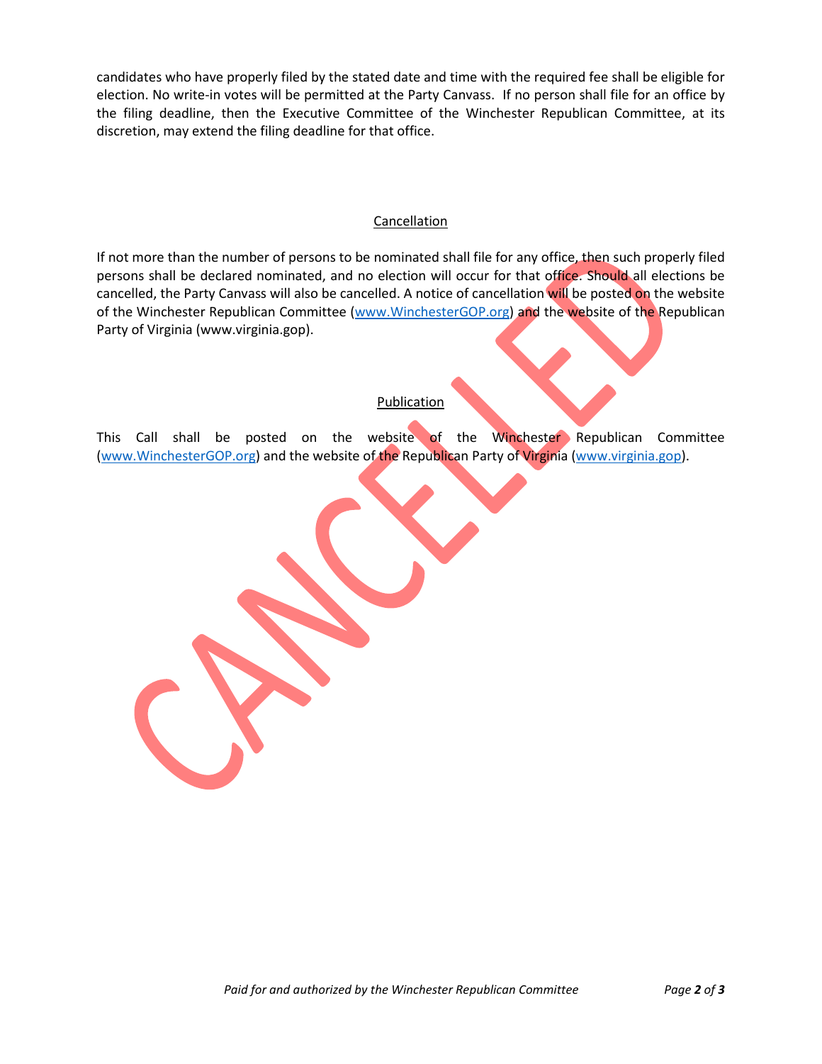candidates who have properly filed by the stated date and time with the required fee shall be eligible for election. No write-in votes will be permitted at the Party Canvass. If no person shall file for an office by the filing deadline, then the Executive Committee of the Winchester Republican Committee, at its discretion, may extend the filing deadline for that office.

## Cancellation

If not more than the number of persons to be nominated shall file for any office, then such properly filed persons shall be declared nominated, and no election will occur for that office. Should all elections be cancelled, the Party Canvass will also be cancelled. A notice of cancellation will be posted on the website of the Winchester Republican Committee (www.WinchesterGOP.org) and the website of the Republican Party of Virginia (www.virginia.gop).

## Publication

This Call shall be posted on the website of the Winchester Republican Committee (www.WinchesterGOP.org) and the website of the Republican Party of Virginia (www.virginia.gop).

CANCELLED

*Paid for and authorized by the Winchester Republican Committee*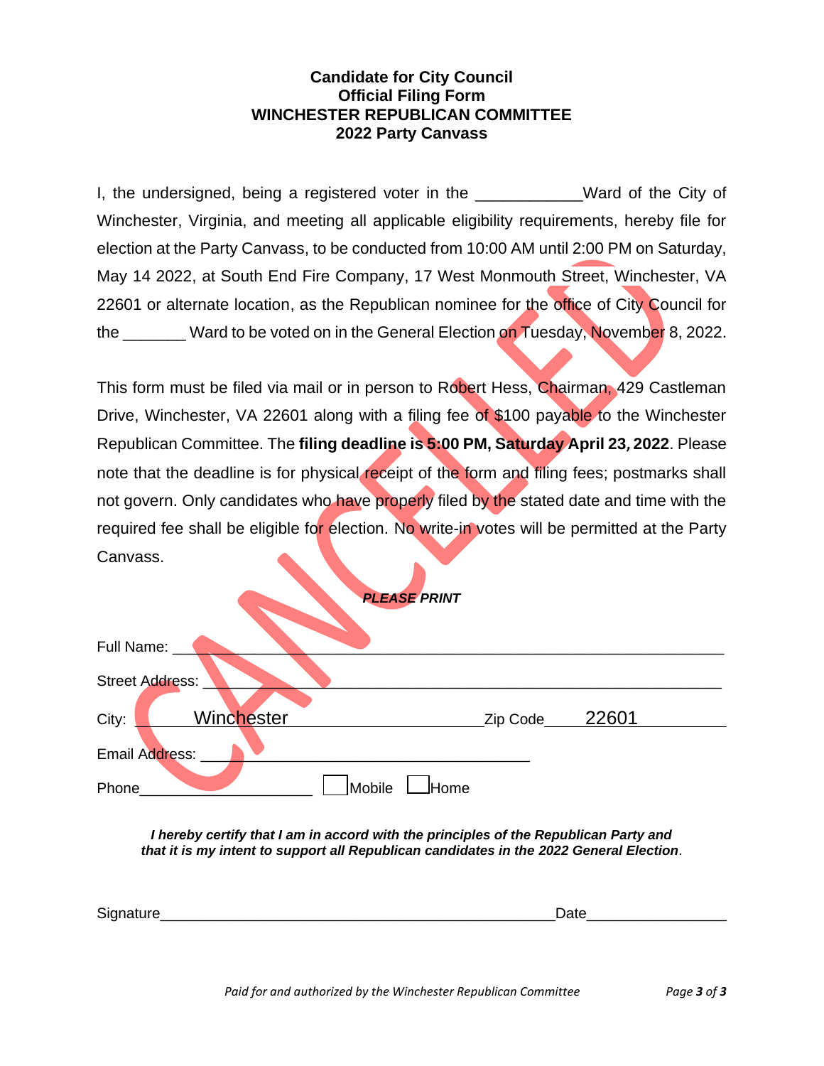**Candidate for City Council**
**Official Filing Form**
**WINCHESTER REPUBLICAN COMMITTEE**
**2022 Party Canvass**

CANCELED

I, the undersigned, being a registered voter in the ___________Ward of the City of Winchester, Virginia, and meeting all applicable eligibility requirements, hereby file for election at the Party Canvass, to be conducted from 10:00 AM until 2:00 PM on Saturday, May 14 2022, at South End Fire Company, 17 West Monmouth Street, Winchester, VA 22601 or alternate location, as the Republican nominee for the office of City Council for the _______ Ward to be voted on in the General Election on Tuesday, November 8, 2022.

This form must be filed via mail or in person to Robert Hess, Chairman, 429 Castleman Drive, Winchester, VA 22601 along with a filing fee of $100 payable to the Winchester Republican Committee. The **filing deadline is 5:00 PM, Saturday April 23, 2022**. Please note that the deadline is for physical receipt of the form and filing fees; postmarks shall not govern. Only candidates who have properly filed by the stated date and time with the required fee shall be eligible for election. No write-in votes will be permitted at the Party Canvass.

***PLEASE PRINT***

Full Name: ____________________________________________

Street Address: ____________________________________________

City: Winchester ____________ Zip Code 22601

Email Address: ________________________________

Phone____________________ ☐ Mobile ☐ Home

***I hereby certify that I am in accord with the principles of the Republican Party and that it is my intent to support all Republican candidates in the 2022 General Election*.**

Signature_______________________________________ Date_______________

*Paid for and authorized by the Winchester Republican Committee*